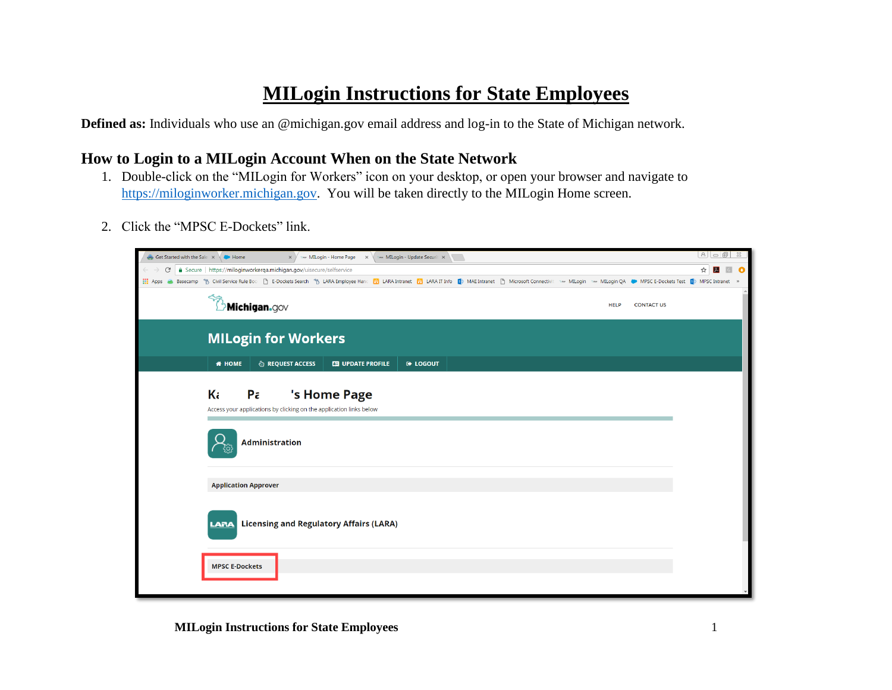# MILogin Instructions for State Employees

**Defined as:** Individuals who use an @michigan.gov email address and log-in to the State of Michigan network.

## How to Login to a MILogin Account When on the State Network

1. Double-click on the "MILogin for Workers" icon on your desktop, or open your browser and navigate to [https://miloginworker.michigan.gov](https://miloginworker.michigan.gov). You will be taken directly to the MILogin Home screen.

2. Click the "MPSC E-Dockets" link.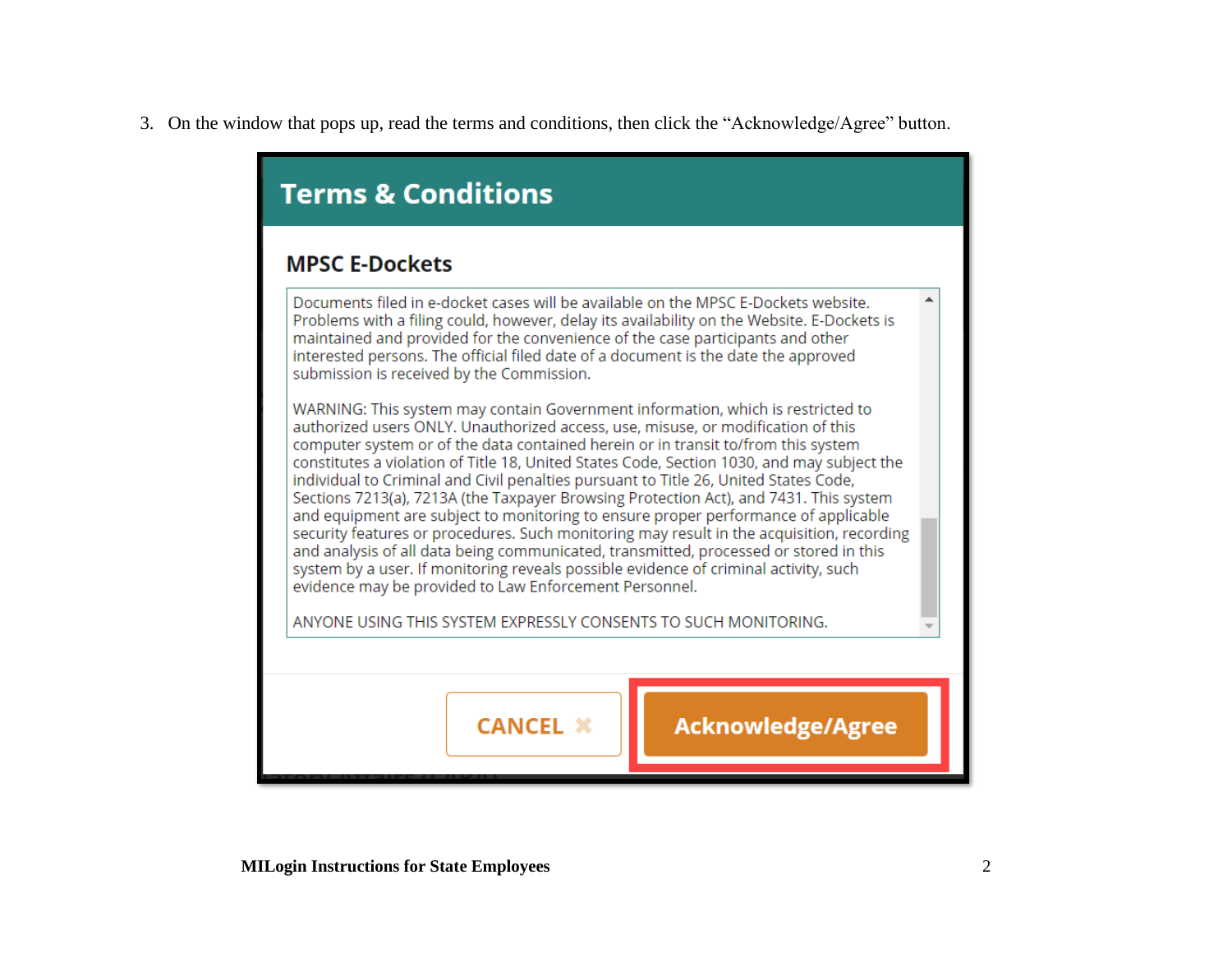3. On the window that pops up, read the terms and conditions, then click the "Acknowledge/Agree" button.

## Terms & Conditions

### MPSC E-Dockets

Documents filed in e-docket cases will be available on the MPSC E-Dockets website. Problems with a filing could, however, delay its availability on the Website. E-Dockets is maintained and provided for the convenience of the case participants and other interested persons. The official filed date of a document is the date the approved submission is received by the Commission.

WARNING: This system may contain Government information, which is restricted to authorized users ONLY. Unauthorized access, use, misuse, or modification of this computer system or of the data contained herein or in transit to/from this system constitutes a violation of Title 18, United States Code, Section 1030, and may subject the individual to Criminal and Civil penalties pursuant to Title 26, United States Code, Sections 7213(a), 7213A (the Taxpayer Browsing Protection Act), and 7431. This system and equipment are subject to monitoring to ensure proper performance of applicable security features or procedures. Such monitoring may result in the acquisition, recording and analysis of all data being communicated, transmitted, processed or stored in this system by a user. If monitoring reveals possible evidence of criminal activity, such evidence may be provided to Law Enforcement Personnel.

ANYONE USING THIS SYSTEM EXPRESSLY CONSENTS TO SUCH MONITORING.

CANCEL ✖ | Acknowledge/Agree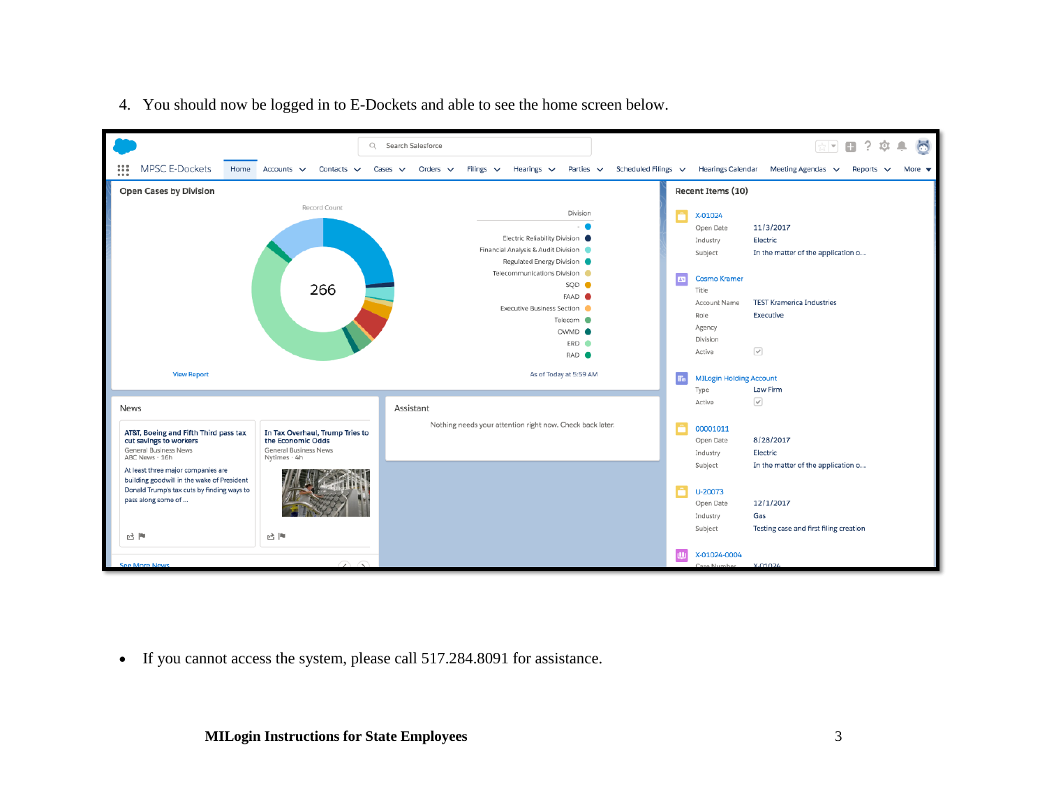4. You should now be logged in to E-Dockets and able to see the home screen below.

- If you cannot access the system, please call 517.284.8091 for assistance.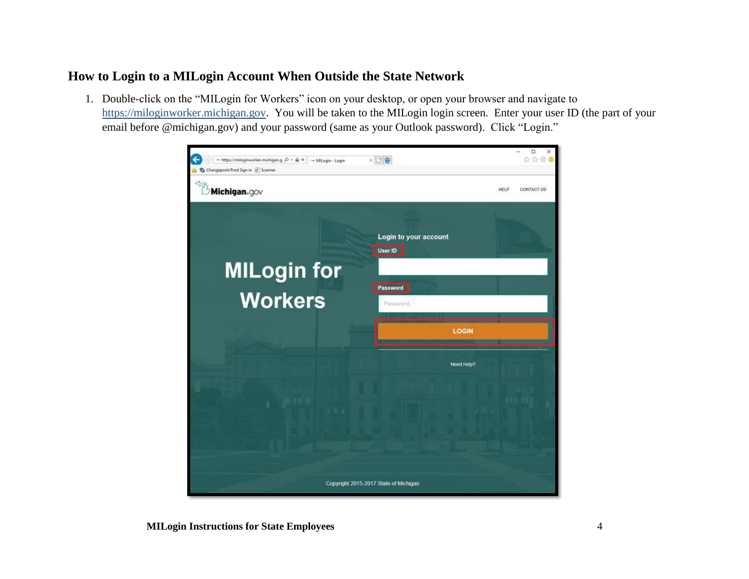## How to Login to a MILogin Account When Outside the State Network

1. Double-click on the "MILogin for Workers" icon on your desktop, or open your browser and navigate to https://miloginworker.michigan.gov. You will be taken to the MILogin login screen. Enter your user ID (the part of your email before @michigan.gov) and your password (same as your Outlook password). Click "Login."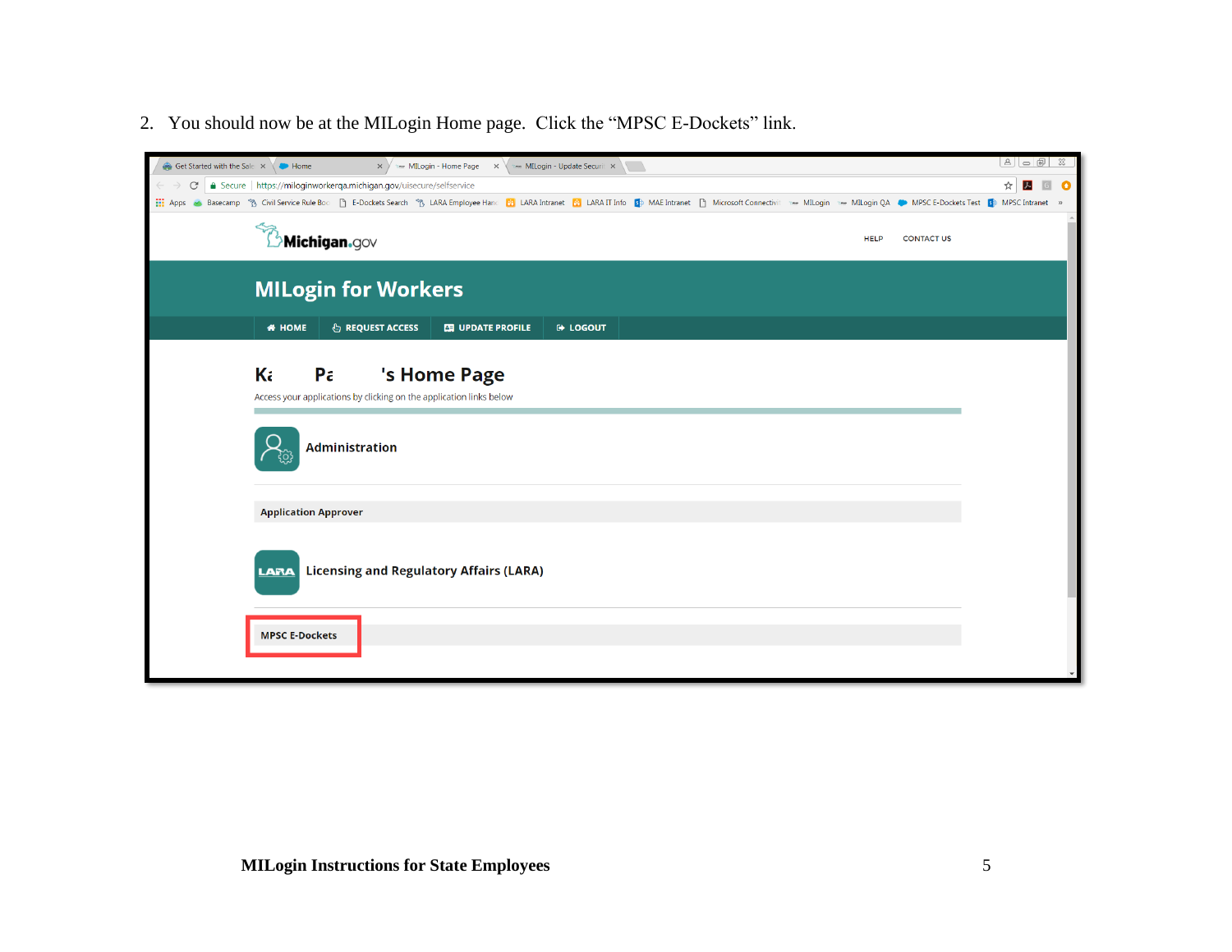2. You should now be at the MILogin Home page. Click the “MPSC E-Dockets” link.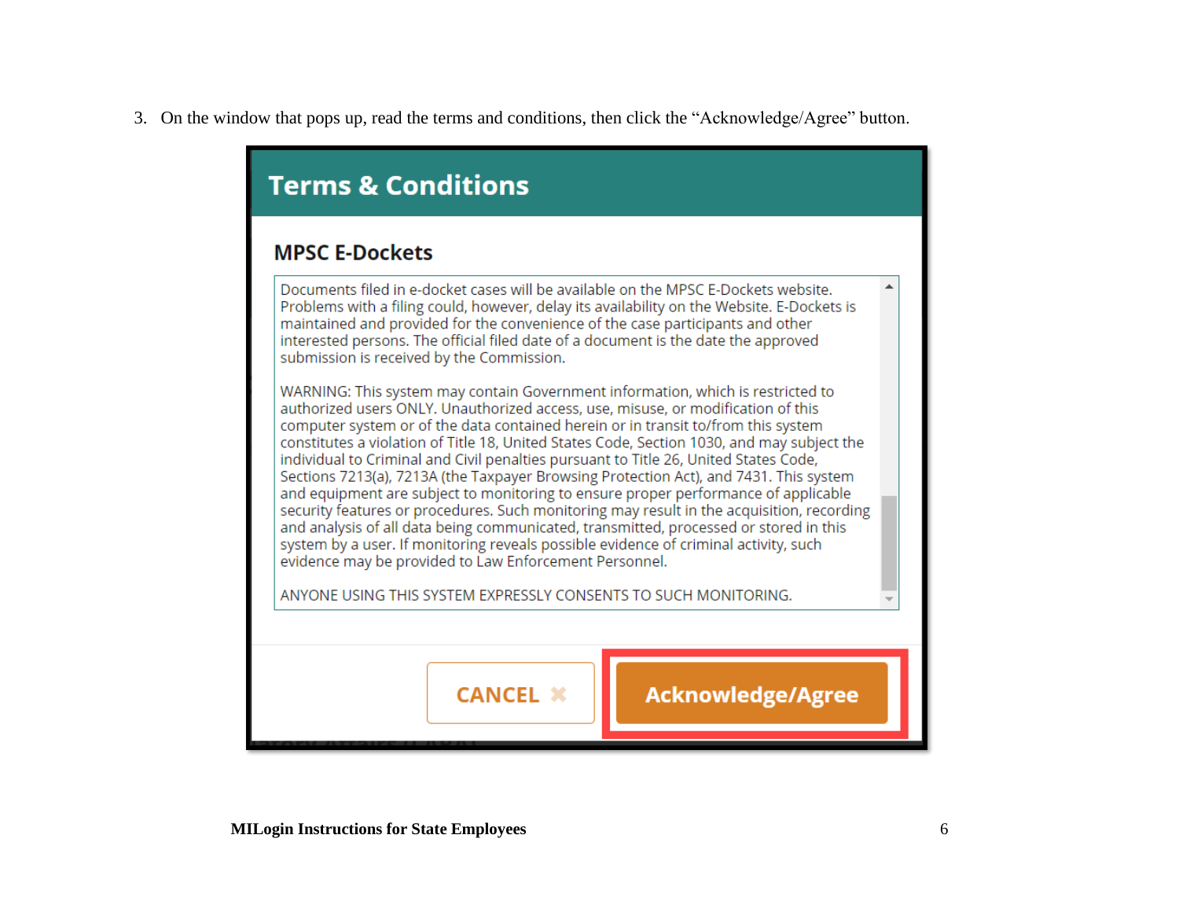3. On the window that pops up, read the terms and conditions, then click the "Acknowledge/Agree" button.

## Terms & Conditions

### MPSC E-Dockets

Documents filed in e-docket cases will be available on the MPSC E-Dockets website. Problems with a filing could, however, delay its availability on the Website. E-Dockets is maintained and provided for the convenience of the case participants and other interested persons. The official filed date of a document is the date the approved submission is received by the Commission.

WARNING: This system may contain Government information, which is restricted to authorized users ONLY. Unauthorized access, use, misuse, or modification of this computer system or of the data contained herein or in transit to/from this system constitutes a violation of Title 18, United States Code, Section 1030, and may subject the individual to Criminal and Civil penalties pursuant to Title 26, United States Code, Sections 7213(a), 7213A (the Taxpayer Browsing Protection Act), and 7431. This system and equipment are subject to monitoring to ensure proper performance of applicable security features or procedures. Such monitoring may result in the acquisition, recording and analysis of all data being communicated, transmitted, processed or stored in this system by a user. If monitoring reveals possible evidence of criminal activity, such evidence may be provided to Law Enforcement Personnel.

ANYONE USING THIS SYSTEM EXPRESSLY CONSENTS TO SUCH MONITORING.

CANCEL ✖ | Acknowledge/Agree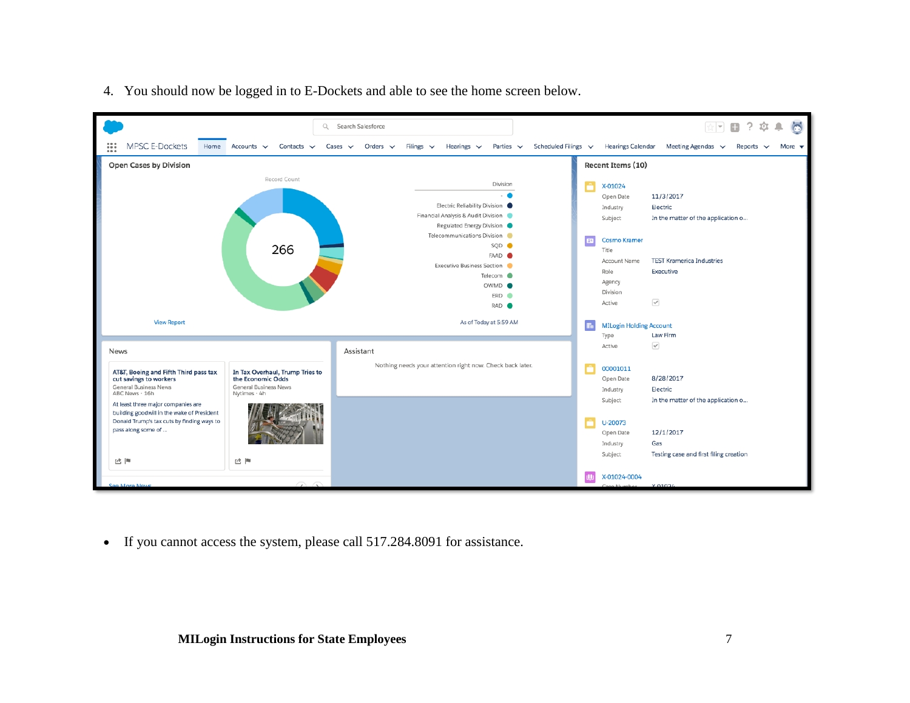4. You should now be logged in to E-Dockets and able to see the home screen below.

- If you cannot access the system, please call 517.284.8091 for assistance.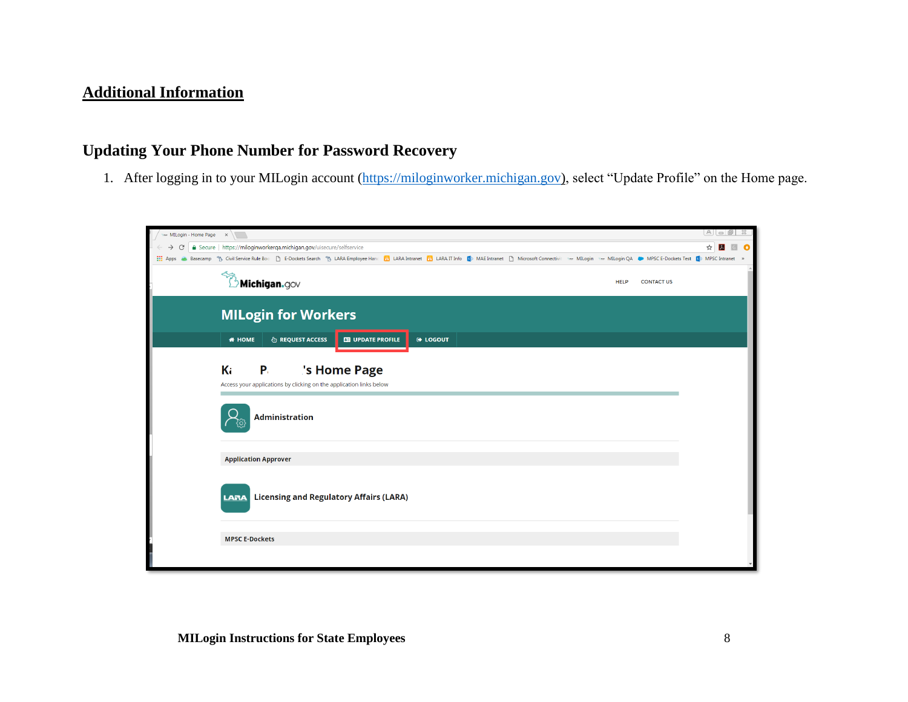## Additional Information

### Updating Your Phone Number for Password Recovery

1. After logging in to your MILogin account (https://miloginworker.michigan.gov), select “Update Profile” on the Home page.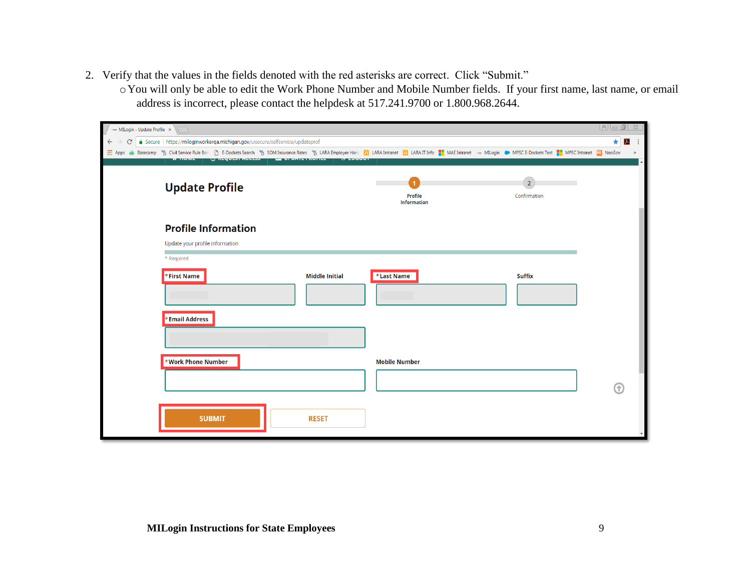2. Verify that the values in the fields denoted with the red asterisks are correct. Click "Submit."
   - You will only be able to edit the Work Phone Number and Mobile Number fields. If your first name, last name, or email address is incorrect, please contact the helpdesk at 517.241.9700 or 1.800.968.2644.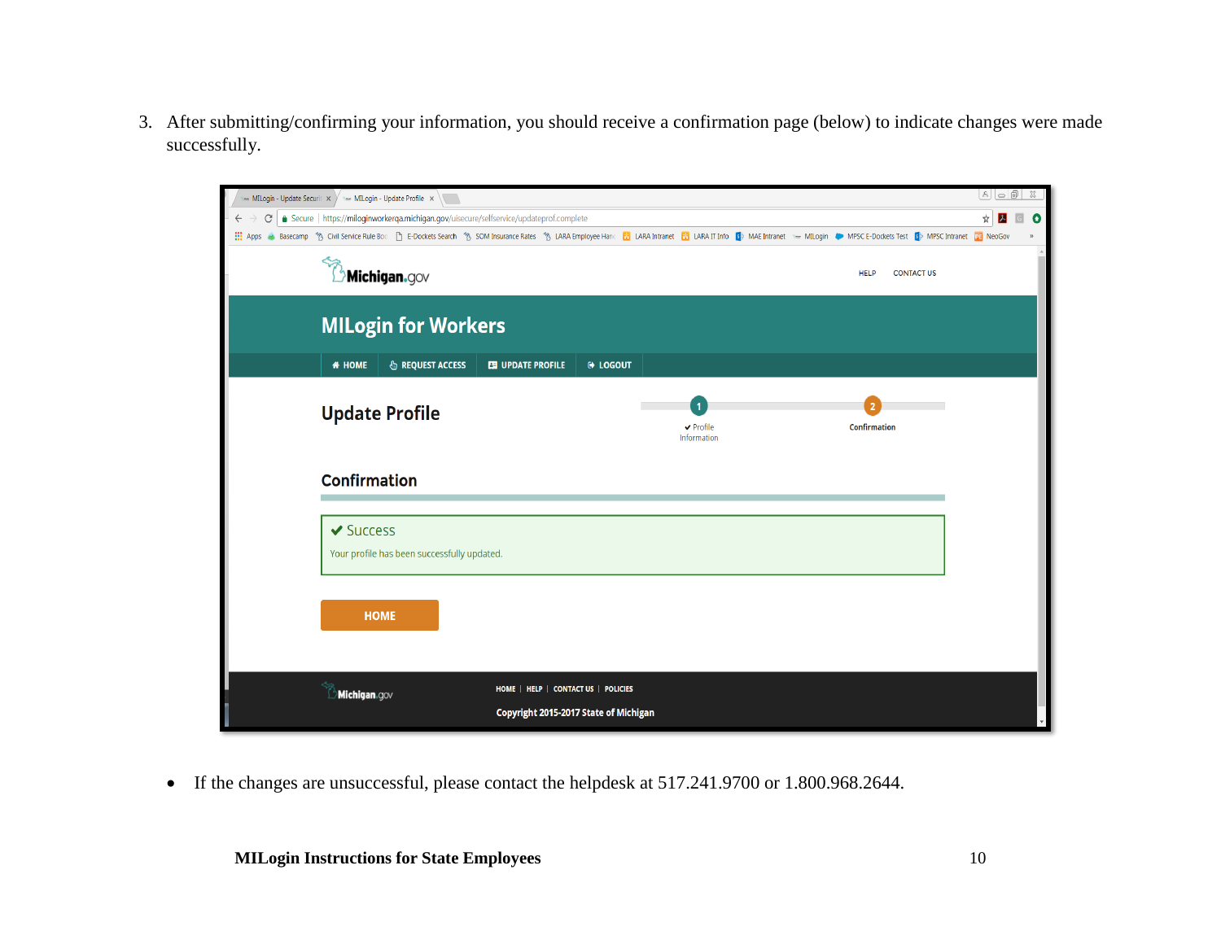3. After submitting/confirming your information, you should receive a confirmation page (below) to indicate changes were made successfully.

- If the changes are unsuccessful, please contact the helpdesk at 517.241.9700 or 1.800.968.2644.